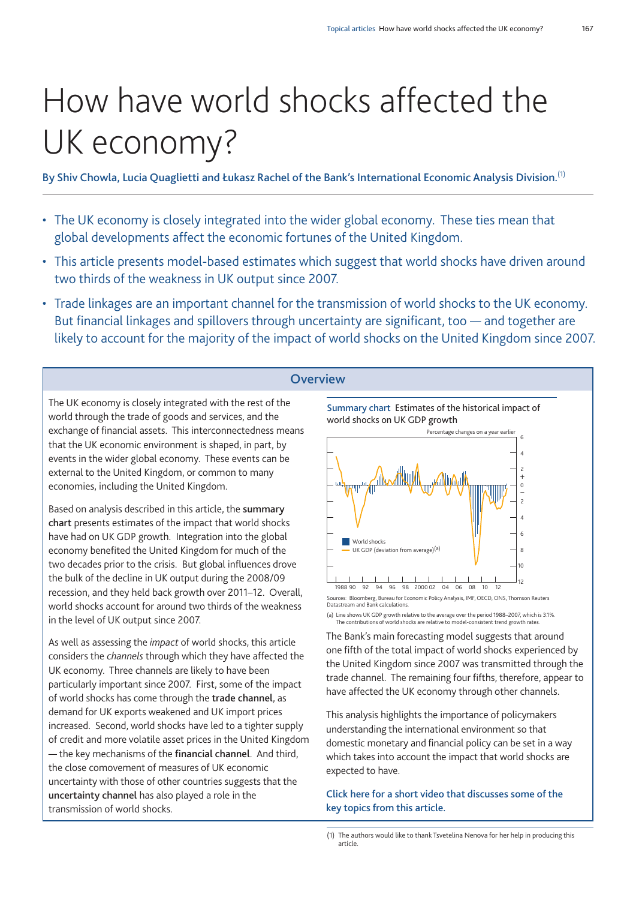# How have world shocks affected the UK economy?

**By Shiv Chowla, Lucia Quaglietti and Łukasz Rachel of the Bank's International Economic Analysis Division.**[1]

- The UK economy is closely integrated into the wider global economy. These ties mean that global developments affect the economic fortunes of the United Kingdom.
- This article presents model-based estimates which suggest that world shocks have driven around two thirds of the weakness in UK output since 2007.
- Trade linkages are an important channel for the transmission of world shocks to the UK economy. But financial linkages and spillovers through uncertainty are significant, too — and together are likely to account for the majority of the impact of world shocks on the United Kingdom since 2007.

## Overview

The UK economy is closely integrated with the rest of the world through the trade of goods and services, and the exchange of financial assets. This interconnectedness means that the UK economic environment is shaped, in part, by events in the wider global economy. These events can be external to the United Kingdom, or common to many economies, including the United Kingdom.

Based on analysis described in this article, the **summary chart** presents estimates of the impact that world shocks have had on UK GDP growth. Integration into the global economy benefited the United Kingdom for much of the two decades prior to the crisis. But global influences drove the bulk of the decline in UK output during the 2008/09 recession, and they held back growth over 2011–12. Overall, world shocks account for around two thirds of the weakness in the level of UK output since 2007.

As well as assessing the *impact* of world shocks, this article considers the *channels* through which they have affected the UK economy. Three channels are likely to have been particularly important since 2007. First, some of the impact of world shocks has come through the **trade channel**, as demand for UK exports weakened and UK import prices increased. Second, world shocks have led to a tighter supply of credit and more volatile asset prices in the United Kingdom — the key mechanisms of the **financial channel**. And third, the close comovement of measures of UK economic uncertainty with those of other countries suggests that the **uncertainty channel** has also played a role in the transmission of world shocks.

**Summary chart** Estimates of the historical impact of world shocks on UK GDP growth

Percentage changes on a year earlier

Legend: World shocks; UK GDP (deviation from average)(a)

Sources: Bloomberg, Bureau for Economic Policy Analysis, IMF, OECD, ONS, Thomson Reuters Datastream and Bank calculations.

(a) Line shows UK GDP growth relative to the average over the period 1988–2007, which is 3.1%. The contributions of world shocks are relative to model-consistent trend growth rates.

The Bank's main forecasting model suggests that around one fifth of the total impact of world shocks experienced by the United Kingdom since 2007 was transmitted through the trade channel. The remaining four fifths, therefore, appear to have affected the UK economy through other channels.

This analysis highlights the importance of policymakers understanding the international environment so that domestic monetary and financial policy can be set in a way which takes into account the impact that world shocks are expected to have.

**Click here for a short video that discusses some of the key topics from this article.**

(1) The authors would like to thank Tsvetelina Nenova for her help in producing this article.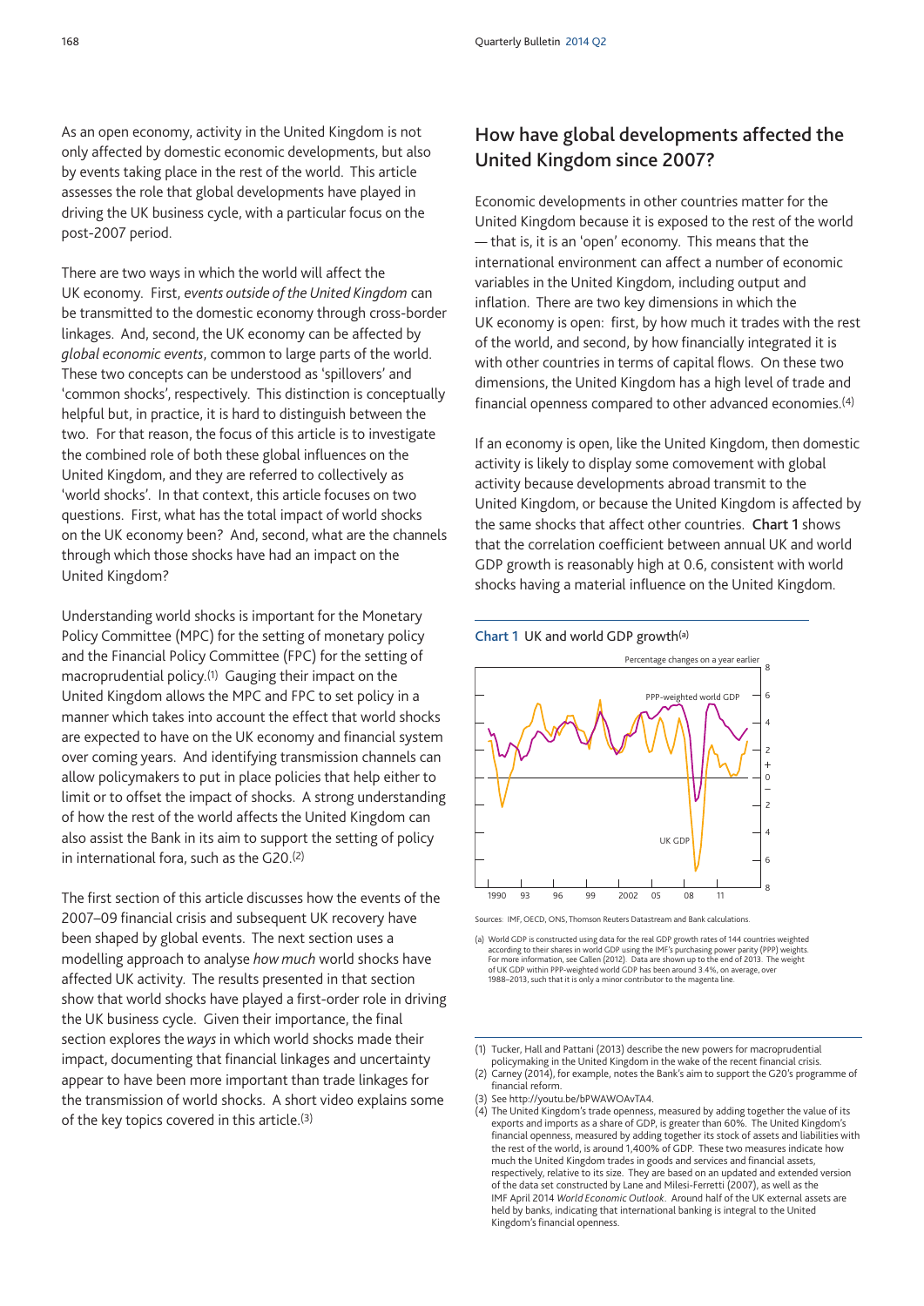As an open economy, activity in the United Kingdom is not only affected by domestic economic developments, but also by events taking place in the rest of the world. This article assesses the role that global developments have played in driving the UK business cycle, with a particular focus on the post-2007 period.

There are two ways in which the world will affect the UK economy. First, *events outside of the United Kingdom* can be transmitted to the domestic economy through cross-border linkages. And, second, the UK economy can be affected by *global economic events*, common to large parts of the world. These two concepts can be understood as 'spillovers' and 'common shocks', respectively. This distinction is conceptually helpful but, in practice, it is hard to distinguish between the two. For that reason, the focus of this article is to investigate the combined role of both these global influences on the United Kingdom, and they are referred to collectively as 'world shocks'. In that context, this article focuses on two questions. First, what has the total impact of world shocks on the UK economy been? And, second, what are the channels through which those shocks have had an impact on the United Kingdom?

Understanding world shocks is important for the Monetary Policy Committee (MPC) for the setting of monetary policy and the Financial Policy Committee (FPC) for the setting of macroprudential policy.[1] Gauging their impact on the United Kingdom allows the MPC and FPC to set policy in a manner which takes into account the effect that world shocks are expected to have on the UK economy and financial system over coming years. And identifying transmission channels can allow policymakers to put in place policies that help either to limit or to offset the impact of shocks. A strong understanding of how the rest of the world affects the United Kingdom can also assist the Bank in its aim to support the setting of policy in international fora, such as the G20.[2]

The first section of this article discusses how the events of the 2007–09 financial crisis and subsequent UK recovery have been shaped by global events. The next section uses a modelling approach to analyse *how much* world shocks have affected UK activity. The results presented in that section show that world shocks have played a first-order role in driving the UK business cycle. Given their importance, the final section explores the *ways* in which world shocks made their impact, documenting that financial linkages and uncertainty appear to have been more important than trade linkages for the transmission of world shocks. A short video explains some of the key topics covered in this article.[3]

## How have global developments affected the United Kingdom since 2007?

Economic developments in other countries matter for the United Kingdom because it is exposed to the rest of the world — that is, it is an 'open' economy. This means that the international environment can affect a number of economic variables in the United Kingdom, including output and inflation. There are two key dimensions in which the UK economy is open: first, by how much it trades with the rest of the world, and second, by how financially integrated it is with other countries in terms of capital flows. On these two dimensions, the United Kingdom has a high level of trade and financial openness compared to other advanced economies.[4]

If an economy is open, like the United Kingdom, then domestic activity is likely to display some comovement with global activity because developments abroad transmit to the United Kingdom, or because the United Kingdom is affected by the same shocks that affect other countries. **Chart 1** shows that the correlation coefficient between annual UK and world GDP growth is reasonably high at 0.6, consistent with world shocks having a material influence on the United Kingdom.

**Chart 1** UK and world GDP growth[(a)]

Sources: IMF, OECD, ONS, Thomson Reuters Datastream and Bank calculations.

(a) World GDP is constructed using data for the real GDP growth rates of 144 countries weighted according to their shares in world GDP using the IMF's purchasing power parity (PPP) weights. For more information, see Callen (2012). Data are shown up to the end of 2013. The weight of UK GDP within PPP-weighted world GDP has been around 3.4%, on average, over 1988–2013, such that it is only a minor contributor to the magenta line.

(1) Tucker, Hall and Pattani (2013) describe the new powers for macroprudential policymaking in the United Kingdom in the wake of the recent financial crisis.

(2) Carney (2014), for example, notes the Bank's aim to support the G20's programme of financial reform.

(3) See http://youtu.be/bPWAWOAvTA4.

(4) The United Kingdom's trade openness, measured by adding together the value of its exports and imports as a share of GDP, is greater than 60%. The United Kingdom's financial openness, measured by adding together its stock of assets and liabilities with the rest of the world, is around 1,400% of GDP. These two measures indicate how much the United Kingdom trades in goods and services and financial assets, respectively, relative to its size. They are based on an updated and extended version of the data set constructed by Lane and Milesi-Ferretti (2007), as well as the IMF April 2014 *World Economic Outlook*. Around half of the UK external assets are held by banks, indicating that international banking is integral to the United Kingdom's financial openness.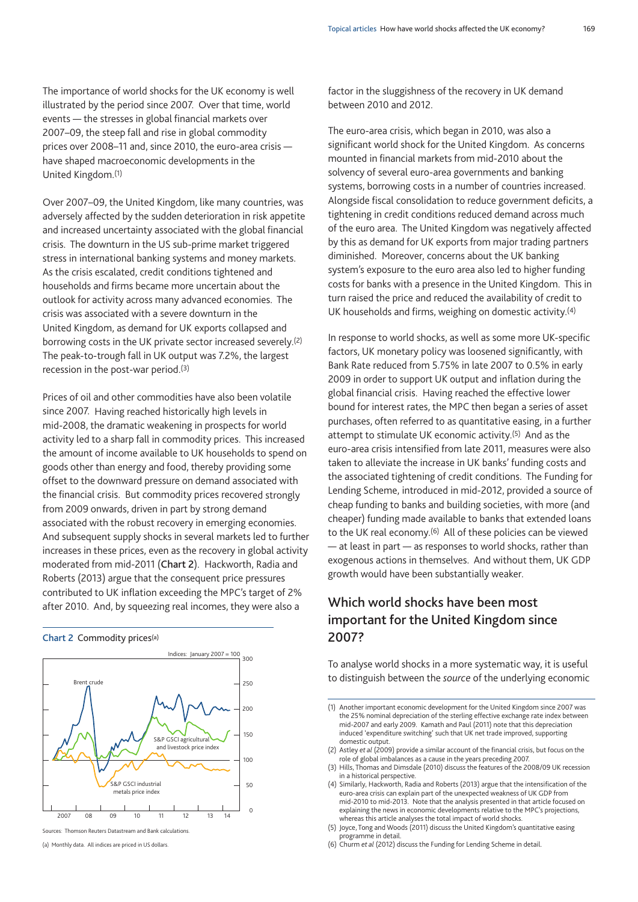The importance of world shocks for the UK economy is well illustrated by the period since 2007. Over that time, world events — the stresses in global financial markets over 2007–09, the steep fall and rise in global commodity prices over 2008–11 and, since 2010, the euro-area crisis — have shaped macroeconomic developments in the United Kingdom.[1]

Over 2007–09, the United Kingdom, like many countries, was adversely affected by the sudden deterioration in risk appetite and increased uncertainty associated with the global financial crisis. The downturn in the US sub-prime market triggered stress in international banking systems and money markets. As the crisis escalated, credit conditions tightened and households and firms became more uncertain about the outlook for activity across many advanced economies. The crisis was associated with a severe downturn in the United Kingdom, as demand for UK exports collapsed and borrowing costs in the UK private sector increased severely.[2] The peak-to-trough fall in UK output was 7.2%, the largest recession in the post-war period.[3]

Prices of oil and other commodities have also been volatile since 2007. Having reached historically high levels in mid-2008, the dramatic weakening in prospects for world activity led to a sharp fall in commodity prices. This increased the amount of income available to UK households to spend on goods other than energy and food, thereby providing some offset to the downward pressure on demand associated with the financial crisis. But commodity prices recovered strongly from 2009 onwards, driven in part by strong demand associated with the robust recovery in emerging economies. And subsequent supply shocks in several markets led to further increases in these prices, even as the recovery in global activity moderated from mid-2011 (**Chart 2**). Hackworth, Radia and Roberts (2013) argue that the consequent price pressures contributed to UK inflation exceeding the MPC's target of 2% after 2010. And, by squeezing real incomes, they were also a factor in the sluggishness of the recovery in UK demand between 2010 and 2012.

**Chart 2** Commodity prices[a]

Sources: Thomson Reuters Datastream and Bank calculations.

(a) Monthly data. All indices are priced in US dollars.

The euro-area crisis, which began in 2010, was also a significant world shock for the United Kingdom. As concerns mounted in financial markets from mid-2010 about the solvency of several euro-area governments and banking systems, borrowing costs in a number of countries increased. Alongside fiscal consolidation to reduce government deficits, a tightening in credit conditions reduced demand across much of the euro area. The United Kingdom was negatively affected by this as demand for UK exports from major trading partners diminished. Moreover, concerns about the UK banking system's exposure to the euro area also led to higher funding costs for banks with a presence in the United Kingdom. This in turn raised the price and reduced the availability of credit to UK households and firms, weighing on domestic activity.[4]

In response to world shocks, as well as some more UK-specific factors, UK monetary policy was loosened significantly, with Bank Rate reduced from 5.75% in late 2007 to 0.5% in early 2009 in order to support UK output and inflation during the global financial crisis. Having reached the effective lower bound for interest rates, the MPC then began a series of asset purchases, often referred to as quantitative easing, in a further attempt to stimulate UK economic activity.[5] And as the euro-area crisis intensified from late 2011, measures were also taken to alleviate the increase in UK banks' funding costs and the associated tightening of credit conditions. The Funding for Lending Scheme, introduced in mid-2012, provided a source of cheap funding to banks and building societies, with more (and cheaper) funding made available to banks that extended loans to the UK real economy.[6] All of these policies can be viewed — at least in part — as responses to world shocks, rather than exogenous actions in themselves. And without them, UK GDP growth would have been substantially weaker.

## Which world shocks have been most important for the United Kingdom since 2007?

To analyse world shocks in a more systematic way, it is useful to distinguish between the *source* of the underlying economic

---

(1) Another important economic development for the United Kingdom since 2007 was the 25% nominal depreciation of the sterling effective exchange rate index between mid-2007 and early 2009. Kamath and Paul (2011) note that this depreciation induced 'expenditure switching' such that UK net trade improved, supporting domestic output.

(2) Astley *et al* (2009) provide a similar account of the financial crisis, but focus on the role of global imbalances as a cause in the years preceding 2007.

(3) Hills, Thomas and Dimsdale (2010) discuss the features of the 2008/09 UK recession in a historical perspective.

(4) Similarly, Hackworth, Radia and Roberts (2013) argue that the intensification of the euro-area crisis can explain part of the unexpected weakness of UK GDP from mid-2010 to mid-2013. Note that the analysis presented in that article focused on explaining the news in economic developments relative to the MPC's projections, whereas this article analyses the total impact of world shocks.

(5) Joyce, Tong and Woods (2011) discuss the United Kingdom's quantitative easing programme in detail.

(6) Churm *et al* (2012) discuss the Funding for Lending Scheme in detail.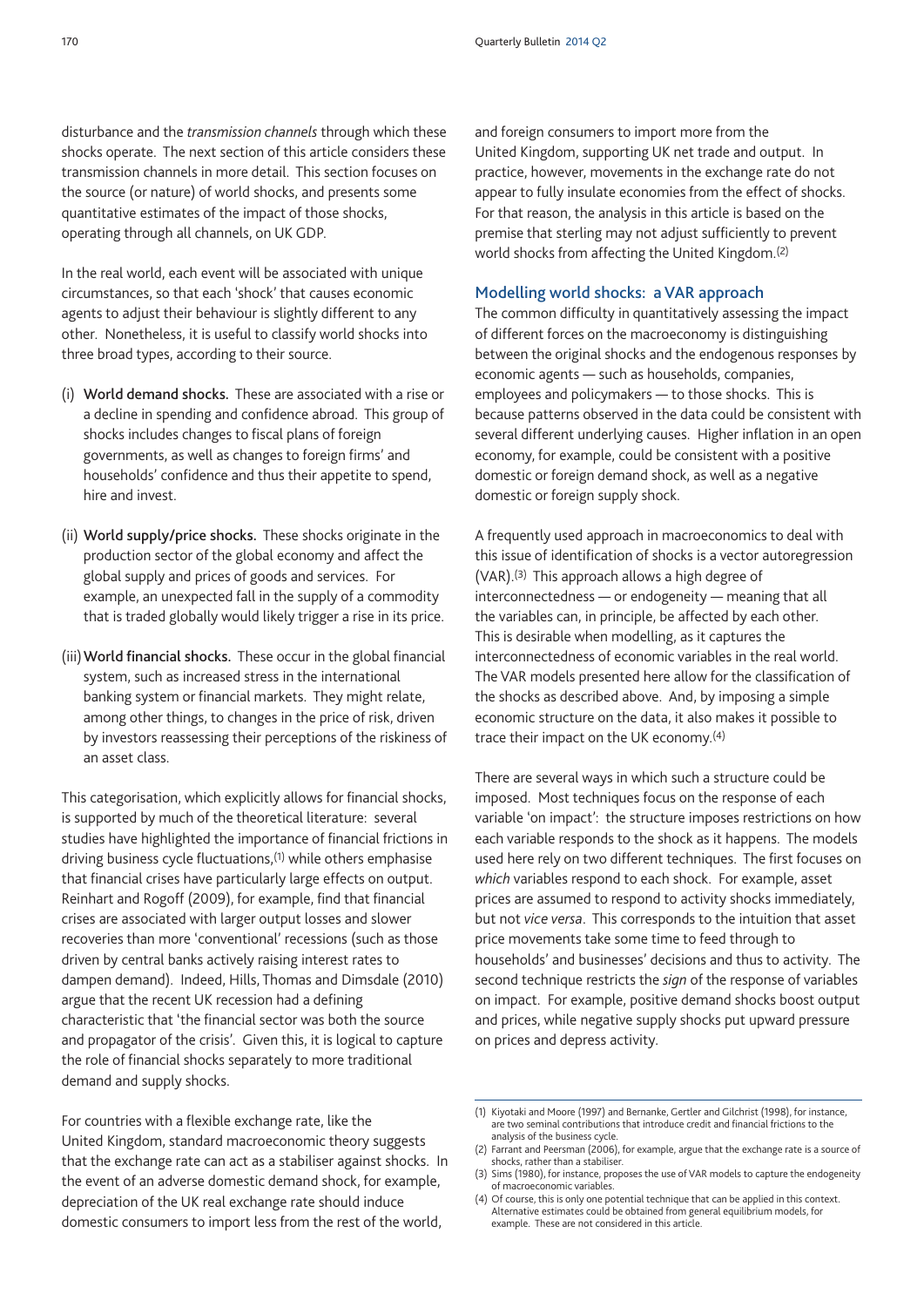disturbance and the *transmission channels* through which these shocks operate. The next section of this article considers these transmission channels in more detail. This section focuses on the source (or nature) of world shocks, and presents some quantitative estimates of the impact of those shocks, operating through all channels, on UK GDP.

In the real world, each event will be associated with unique circumstances, so that each 'shock' that causes economic agents to adjust their behaviour is slightly different to any other. Nonetheless, it is useful to classify world shocks into three broad types, according to their source.

(i) **World demand shocks.** These are associated with a rise or a decline in spending and confidence abroad. This group of shocks includes changes to fiscal plans of foreign governments, as well as changes to foreign firms' and households' confidence and thus their appetite to spend, hire and invest.

(ii) **World supply/price shocks.** These shocks originate in the production sector of the global economy and affect the global supply and prices of goods and services. For example, an unexpected fall in the supply of a commodity that is traded globally would likely trigger a rise in its price.

(iii) **World financial shocks.** These occur in the global financial system, such as increased stress in the international banking system or financial markets. They might relate, among other things, to changes in the price of risk, driven by investors reassessing their perceptions of the riskiness of an asset class.

This categorisation, which explicitly allows for financial shocks, is supported by much of the theoretical literature: several studies have highlighted the importance of financial frictions in driving business cycle fluctuations,[1] while others emphasise that financial crises have particularly large effects on output. Reinhart and Rogoff (2009), for example, find that financial crises are associated with larger output losses and slower recoveries than more 'conventional' recessions (such as those driven by central banks actively raising interest rates to dampen demand). Indeed, Hills, Thomas and Dimsdale (2010) argue that the recent UK recession had a defining characteristic that 'the financial sector was both the source and propagator of the crisis'. Given this, it is logical to capture the role of financial shocks separately to more traditional demand and supply shocks.

For countries with a flexible exchange rate, like the United Kingdom, standard macroeconomic theory suggests that the exchange rate can act as a stabiliser against shocks. In the event of an adverse domestic demand shock, for example, depreciation of the UK real exchange rate should induce domestic consumers to import less from the rest of the world, and foreign consumers to import more from the United Kingdom, supporting UK net trade and output. In practice, however, movements in the exchange rate do not appear to fully insulate economies from the effect of shocks. For that reason, the analysis in this article is based on the premise that sterling may not adjust sufficiently to prevent world shocks from affecting the United Kingdom.[2]

## Modelling world shocks: a VAR approach

The common difficulty in quantitatively assessing the impact of different forces on the macroeconomy is distinguishing between the original shocks and the endogenous responses by economic agents — such as households, companies, employees and policymakers — to those shocks. This is because patterns observed in the data could be consistent with several different underlying causes. Higher inflation in an open economy, for example, could be consistent with a positive domestic or foreign demand shock, as well as a negative domestic or foreign supply shock.

A frequently used approach in macroeconomics to deal with this issue of identification of shocks is a vector autoregression (VAR).[3] This approach allows a high degree of interconnectedness — or endogeneity — meaning that all the variables can, in principle, be affected by each other. This is desirable when modelling, as it captures the interconnectedness of economic variables in the real world. The VAR models presented here allow for the classification of the shocks as described above. And, by imposing a simple economic structure on the data, it also makes it possible to trace their impact on the UK economy.[4]

There are several ways in which such a structure could be imposed. Most techniques focus on the response of each variable 'on impact': the structure imposes restrictions on how each variable responds to the shock as it happens. The models used here rely on two different techniques. The first focuses on *which* variables respond to each shock. For example, asset prices are assumed to respond to activity shocks immediately, but not *vice versa*. This corresponds to the intuition that asset price movements take some time to feed through to households' and businesses' decisions and thus to activity. The second technique restricts the *sign* of the response of variables on impact. For example, positive demand shocks boost output and prices, while negative supply shocks put upward pressure on prices and depress activity.

(1) Kiyotaki and Moore (1997) and Bernanke, Gertler and Gilchrist (1998), for instance, are two seminal contributions that introduce credit and financial frictions to the analysis of the business cycle.
(2) Farrant and Peersman (2006), for example, argue that the exchange rate is a source of shocks, rather than a stabiliser.
(3) Sims (1980), for instance, proposes the use of VAR models to capture the endogeneity of macroeconomic variables.
(4) Of course, this is only one potential technique that can be applied in this context. Alternative estimates could be obtained from general equilibrium models, for example. These are not considered in this article.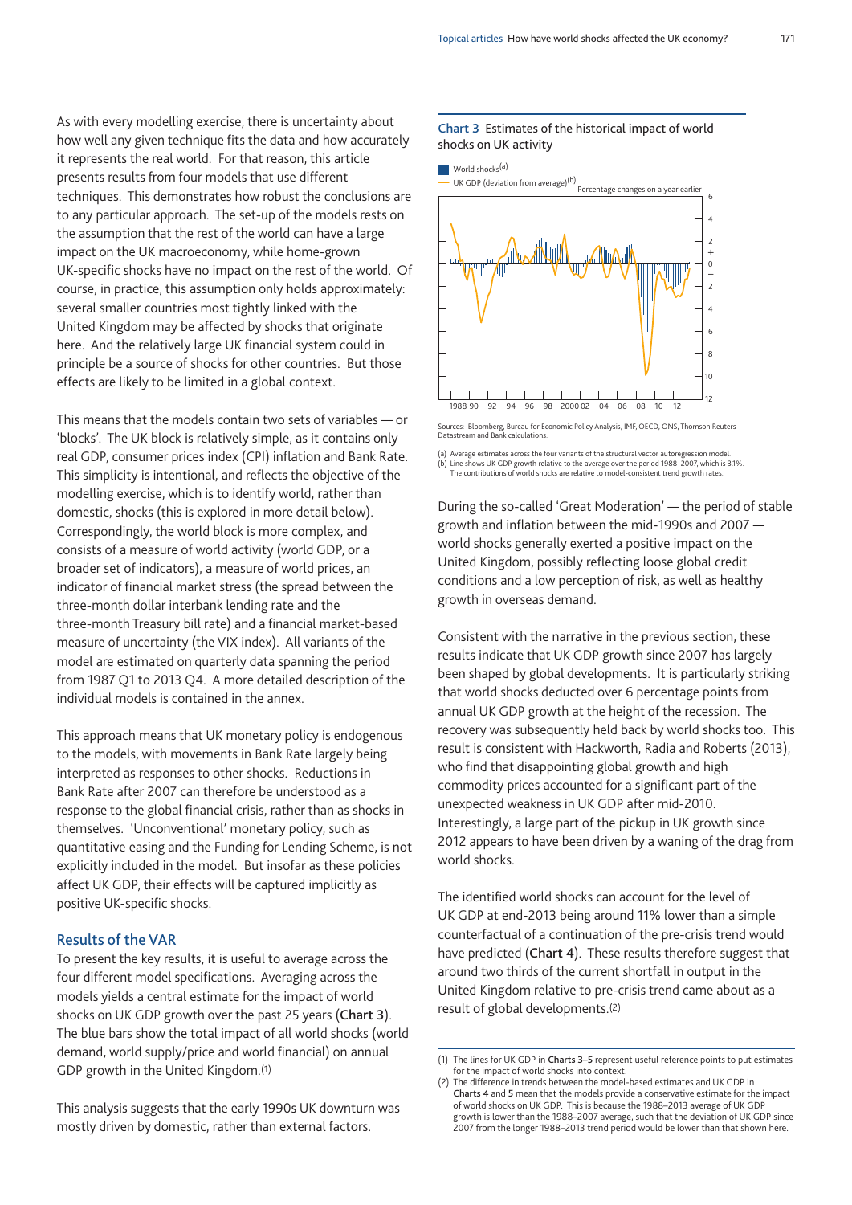As with every modelling exercise, there is uncertainty about how well any given technique fits the data and how accurately it represents the real world. For that reason, this article presents results from four models that use different techniques. This demonstrates how robust the conclusions are to any particular approach. The set-up of the models rests on the assumption that the rest of the world can have a large impact on the UK macroeconomy, while home-grown UK-specific shocks have no impact on the rest of the world. Of course, in practice, this assumption only holds approximately: several smaller countries most tightly linked with the United Kingdom may be affected by shocks that originate here. And the relatively large UK financial system could in principle be a source of shocks for other countries. But those effects are likely to be limited in a global context.

This means that the models contain two sets of variables — or 'blocks'. The UK block is relatively simple, as it contains only real GDP, consumer prices index (CPI) inflation and Bank Rate. This simplicity is intentional, and reflects the objective of the modelling exercise, which is to identify world, rather than domestic, shocks (this is explored in more detail below). Correspondingly, the world block is more complex, and consists of a measure of world activity (world GDP, or a broader set of indicators), a measure of world prices, an indicator of financial market stress (the spread between the three-month dollar interbank lending rate and the three-month Treasury bill rate) and a financial market-based measure of uncertainty (the VIX index). All variants of the model are estimated on quarterly data spanning the period from 1987 Q1 to 2013 Q4. A more detailed description of the individual models is contained in the annex.

This approach means that UK monetary policy is endogenous to the models, with movements in Bank Rate largely being interpreted as responses to other shocks. Reductions in Bank Rate after 2007 can therefore be understood as a response to the global financial crisis, rather than as shocks in themselves. 'Unconventional' monetary policy, such as quantitative easing and the Funding for Lending Scheme, is not explicitly included in the model. But insofar as these policies affect UK GDP, their effects will be captured implicitly as positive UK-specific shocks.

### Results of the VAR

To present the key results, it is useful to average across the four different model specifications. Averaging across the models yields a central estimate for the impact of world shocks on UK GDP growth over the past 25 years (**Chart 3**). The blue bars show the total impact of all world shocks (world demand, world supply/price and world financial) on annual GDP growth in the United Kingdom.[1]

This analysis suggests that the early 1990s UK downturn was mostly driven by domestic, rather than external factors.

**Chart 3** Estimates of the historical impact of world shocks on UK activity

Sources: Bloomberg, Bureau for Economic Policy Analysis, IMF, OECD, ONS, Thomson Reuters Datastream and Bank calculations.

(a) Average estimates across the four variants of the structural vector autoregression model.
(b) Line shows UK GDP growth relative to the average over the period 1988–2007, which is 3.1%. The contributions of world shocks are relative to model-consistent trend growth rates.

During the so-called 'Great Moderation' — the period of stable growth and inflation between the mid-1990s and 2007 — world shocks generally exerted a positive impact on the United Kingdom, possibly reflecting loose global credit conditions and a low perception of risk, as well as healthy growth in overseas demand.

Consistent with the narrative in the previous section, these results indicate that UK GDP growth since 2007 has largely been shaped by global developments. It is particularly striking that world shocks deducted over 6 percentage points from annual UK GDP growth at the height of the recession. The recovery was subsequently held back by world shocks too. This result is consistent with Hackworth, Radia and Roberts (2013), who find that disappointing global growth and high commodity prices accounted for a significant part of the unexpected weakness in UK GDP after mid-2010. Interestingly, a large part of the pickup in UK growth since 2012 appears to have been driven by a waning of the drag from world shocks.

The identified world shocks can account for the level of UK GDP at end-2013 being around 11% lower than a simple counterfactual of a continuation of the pre-crisis trend would have predicted (**Chart 4**). These results therefore suggest that around two thirds of the current shortfall in output in the United Kingdom relative to pre-crisis trend came about as a result of global developments.[2]

(1) The lines for UK GDP in **Charts 3–5** represent useful reference points to put estimates for the impact of world shocks into context.
(2) The difference in trends between the model-based estimates and UK GDP in **Charts 4** and **5** mean that the models provide a conservative estimate for the impact of world shocks on UK GDP. This is because the 1988–2013 average of UK GDP growth is lower than the 1988–2007 average, such that the deviation of UK GDP since 2007 from the longer 1988–2013 trend period would be lower than that shown here.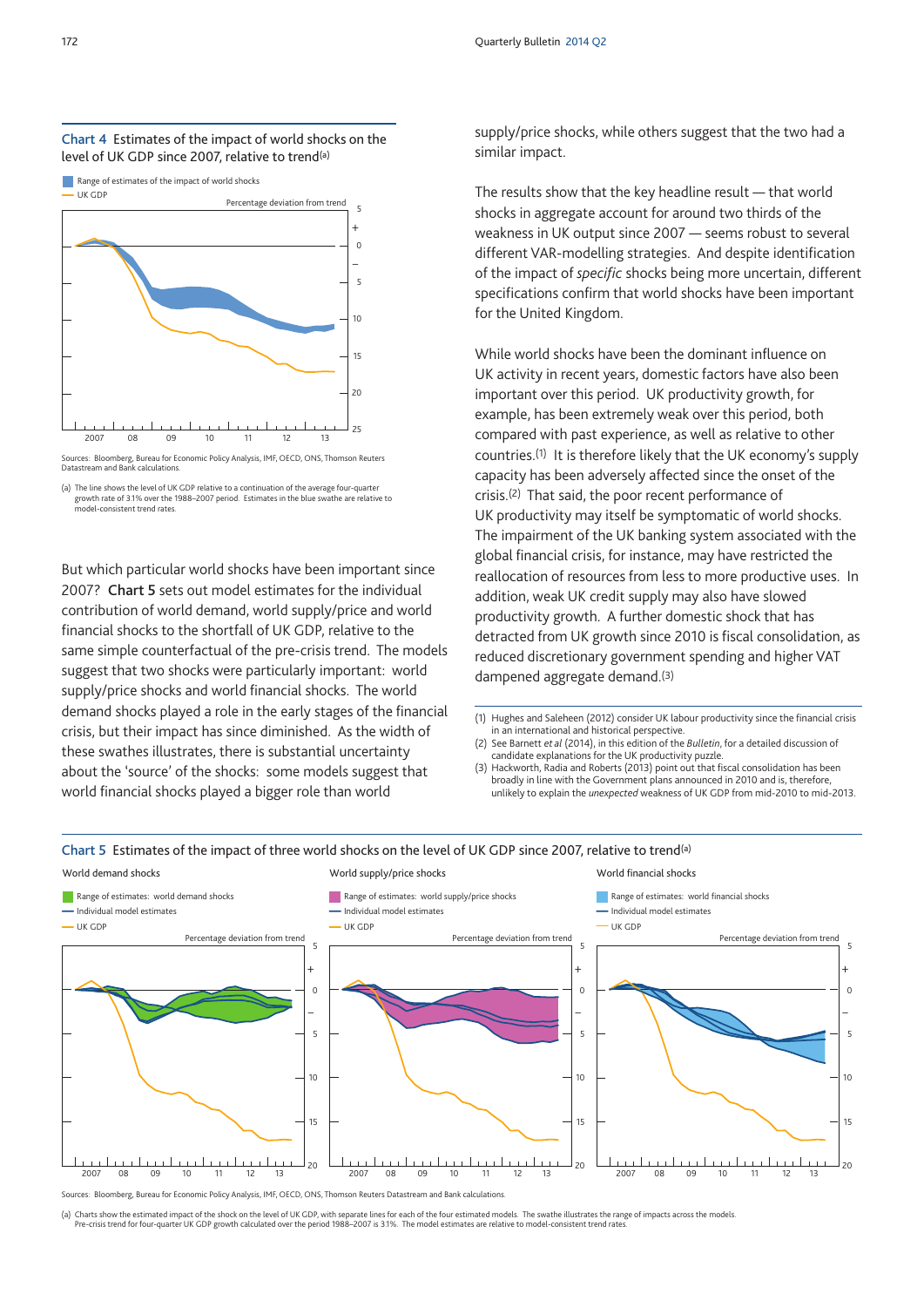**Chart 4** Estimates of the impact of world shocks on the level of UK GDP since 2007, relative to trend(a)

Sources: Bloomberg, Bureau for Economic Policy Analysis, IMF, OECD, ONS, Thomson Reuters Datastream and Bank calculations.

(a) The line shows the level of UK GDP relative to a continuation of the average four-quarter growth rate of 3.1% over the 1988–2007 period. Estimates in the blue swathe are relative to model-consistent trend rates.

But which particular world shocks have been important since 2007? **Chart 5** sets out model estimates for the individual contribution of world demand, world supply/price and world financial shocks to the shortfall of UK GDP, relative to the same simple counterfactual of the pre-crisis trend. The models suggest that two shocks were particularly important: world supply/price shocks and world financial shocks. The world demand shocks played a role in the early stages of the financial crisis, but their impact has since diminished. As the width of these swathes illustrates, there is substantial uncertainty about the 'source' of the shocks: some models suggest that world financial shocks played a bigger role than world supply/price shocks, while others suggest that the two had a similar impact.

The results show that the key headline result — that world shocks in aggregate account for around two thirds of the weakness in UK output since 2007 — seems robust to several different VAR-modelling strategies. And despite identification of the impact of *specific* shocks being more uncertain, different specifications confirm that world shocks have been important for the United Kingdom.

While world shocks have been the dominant influence on UK activity in recent years, domestic factors have also been important over this period. UK productivity growth, for example, has been extremely weak over this period, both compared with past experience, as well as relative to other countries.(1) It is therefore likely that the UK economy's supply capacity has been adversely affected since the onset of the crisis.(2) That said, the poor recent performance of UK productivity may itself be symptomatic of world shocks. The impairment of the UK banking system associated with the global financial crisis, for instance, may have restricted the reallocation of resources from less to more productive uses. In addition, weak UK credit supply may also have slowed productivity growth. A further domestic shock that has detracted from UK growth since 2010 is fiscal consolidation, as reduced discretionary government spending and higher VAT dampened aggregate demand.(3)

(1) Hughes and Saleheen (2012) consider UK labour productivity since the financial crisis in an international and historical perspective.
(2) See Barnett *et al* (2014), in this edition of the *Bulletin*, for a detailed discussion of candidate explanations for the UK productivity puzzle.
(3) Hackworth, Radia and Roberts (2013) point out that fiscal consolidation has been broadly in line with the Government plans announced in 2010 and is, therefore, unlikely to explain the *unexpected* weakness of UK GDP from mid-2010 to mid-2013.

**Chart 5** Estimates of the impact of three world shocks on the level of UK GDP since 2007, relative to trend(a)

Sources: Bloomberg, Bureau for Economic Policy Analysis, IMF, OECD, ONS, Thomson Reuters Datastream and Bank calculations.

(a) Charts show the estimated impact of the shock on the level of UK GDP, with separate lines for each of the four estimated models. The swathe illustrates the range of impacts across the models. Pre-crisis trend for four-quarter UK GDP growth calculated over the period 1988–2007 is 3.1%. The model estimates are relative to model-consistent trend rates.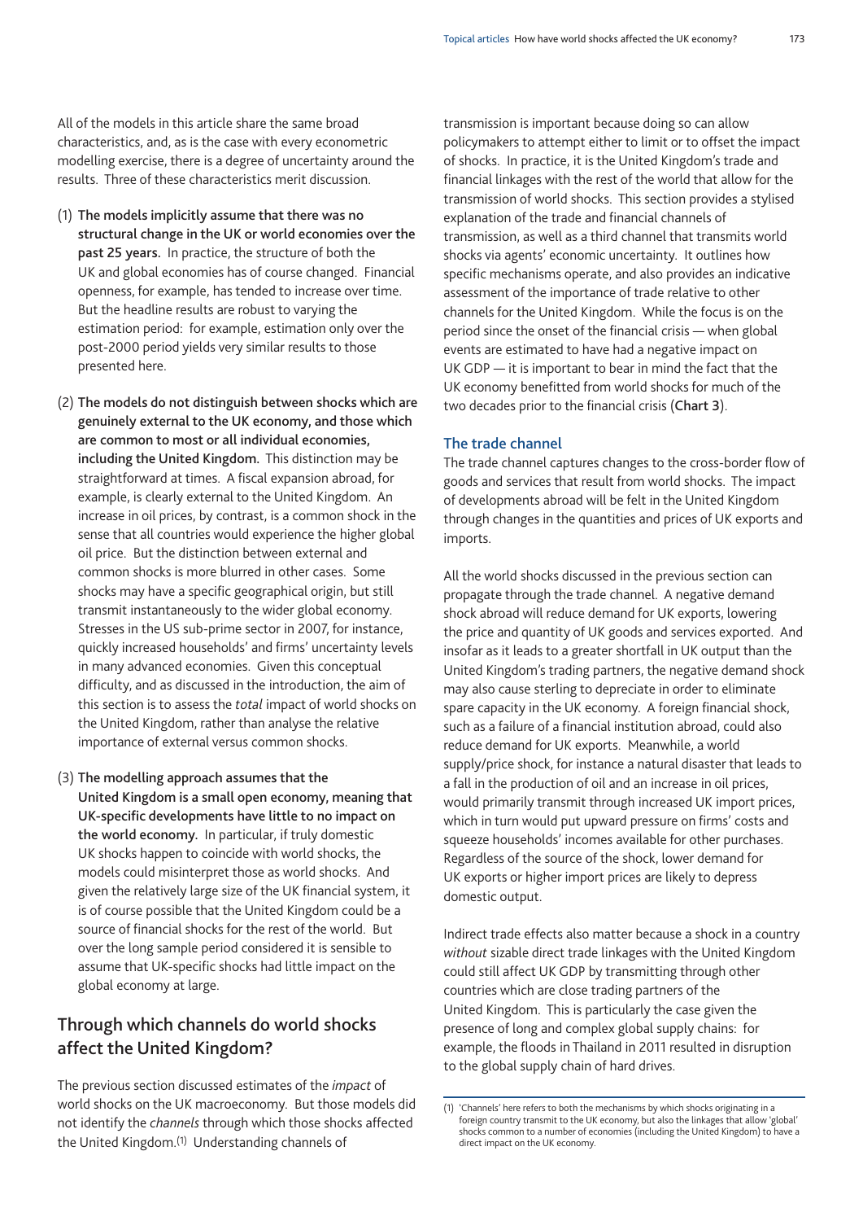All of the models in this article share the same broad characteristics, and, as is the case with every econometric modelling exercise, there is a degree of uncertainty around the results. Three of these characteristics merit discussion.

(1) **The models implicitly assume that there was no structural change in the UK or world economies over the past 25 years.** In practice, the structure of both the UK and global economies has of course changed. Financial openness, for example, has tended to increase over time. But the headline results are robust to varying the estimation period: for example, estimation only over the post-2000 period yields very similar results to those presented here.

(2) **The models do not distinguish between shocks which are genuinely external to the UK economy, and those which are common to most or all individual economies, including the United Kingdom.** This distinction may be straightforward at times. A fiscal expansion abroad, for example, is clearly external to the United Kingdom. An increase in oil prices, by contrast, is a common shock in the sense that all countries would experience the higher global oil price. But the distinction between external and common shocks is more blurred in other cases. Some shocks may have a specific geographical origin, but still transmit instantaneously to the wider global economy. Stresses in the US sub-prime sector in 2007, for instance, quickly increased households' and firms' uncertainty levels in many advanced economies. Given this conceptual difficulty, and as discussed in the introduction, the aim of this section is to assess the *total* impact of world shocks on the United Kingdom, rather than analyse the relative importance of external versus common shocks.

(3) **The modelling approach assumes that the United Kingdom is a small open economy, meaning that UK-specific developments have little to no impact on the world economy.** In particular, if truly domestic UK shocks happen to coincide with world shocks, the models could misinterpret those as world shocks. And given the relatively large size of the UK financial system, it is of course possible that the United Kingdom could be a source of financial shocks for the rest of the world. But over the long sample period considered it is sensible to assume that UK-specific shocks had little impact on the global economy at large.

## Through which channels do world shocks affect the United Kingdom?

The previous section discussed estimates of the *impact* of world shocks on the UK macroeconomy. But those models did not identify the *channels* through which those shocks affected the United Kingdom.[1] Understanding channels of transmission is important because doing so can allow policymakers to attempt either to limit or to offset the impact of shocks. In practice, it is the United Kingdom's trade and financial linkages with the rest of the world that allow for the transmission of world shocks. This section provides a stylised explanation of the trade and financial channels of transmission, as well as a third channel that transmits world shocks via agents' economic uncertainty. It outlines how specific mechanisms operate, and also provides an indicative assessment of the importance of trade relative to other channels for the United Kingdom. While the focus is on the period since the onset of the financial crisis — when global events are estimated to have had a negative impact on UK GDP — it is important to bear in mind the fact that the UK economy benefitted from world shocks for much of the two decades prior to the financial crisis (**Chart 3**).

### The trade channel

The trade channel captures changes to the cross-border flow of goods and services that result from world shocks. The impact of developments abroad will be felt in the United Kingdom through changes in the quantities and prices of UK exports and imports.

All the world shocks discussed in the previous section can propagate through the trade channel. A negative demand shock abroad will reduce demand for UK exports, lowering the price and quantity of UK goods and services exported. And insofar as it leads to a greater shortfall in UK output than the United Kingdom's trading partners, the negative demand shock may also cause sterling to depreciate in order to eliminate spare capacity in the UK economy. A foreign financial shock, such as a failure of a financial institution abroad, could also reduce demand for UK exports. Meanwhile, a world supply/price shock, for instance a natural disaster that leads to a fall in the production of oil and an increase in oil prices, would primarily transmit through increased UK import prices, which in turn would put upward pressure on firms' costs and squeeze households' incomes available for other purchases. Regardless of the source of the shock, lower demand for UK exports or higher import prices are likely to depress domestic output.

Indirect trade effects also matter because a shock in a country *without* sizable direct trade linkages with the United Kingdom could still affect UK GDP by transmitting through other countries which are close trading partners of the United Kingdom. This is particularly the case given the presence of long and complex global supply chains: for example, the floods in Thailand in 2011 resulted in disruption to the global supply chain of hard drives.

(1) 'Channels' here refers to both the mechanisms by which shocks originating in a foreign country transmit to the UK economy, but also the linkages that allow 'global' shocks common to a number of economies (including the United Kingdom) to have a direct impact on the UK economy.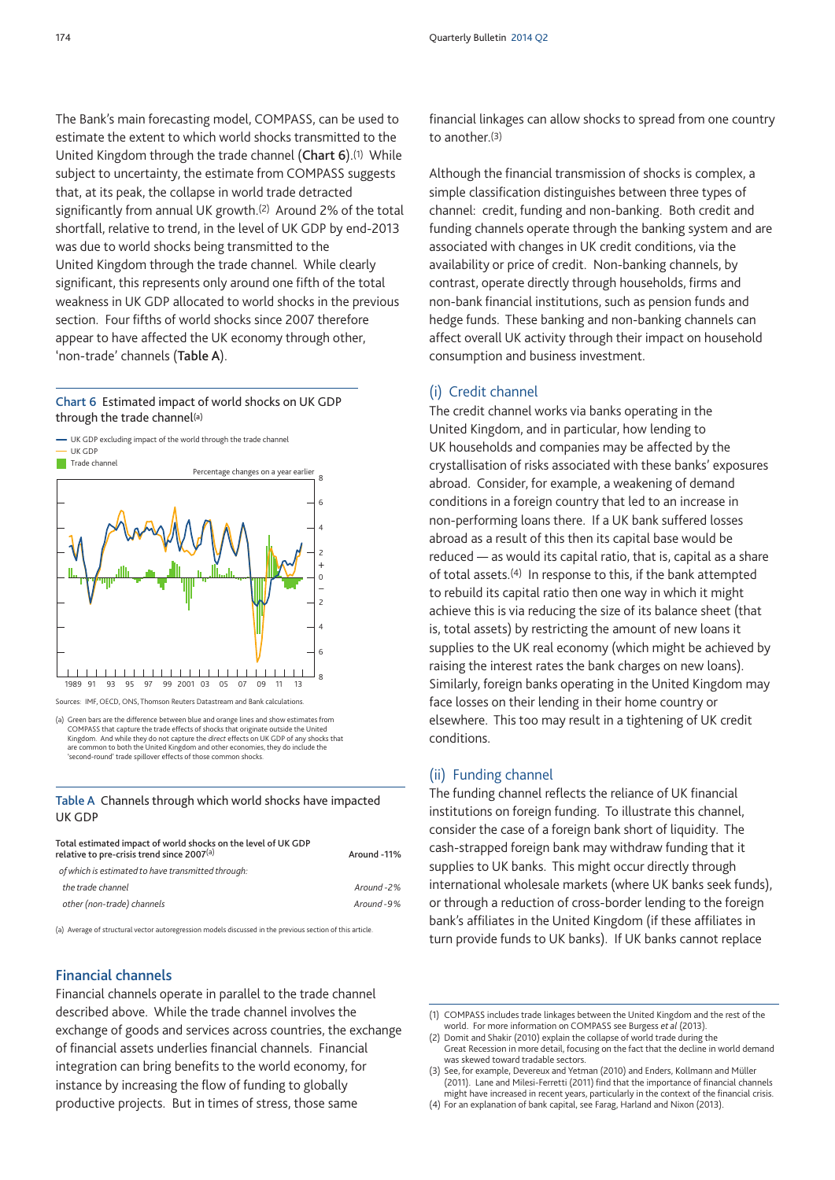The Bank's main forecasting model, COMPASS, can be used to estimate the extent to which world shocks transmitted to the United Kingdom through the trade channel (**Chart 6**).[1] While subject to uncertainty, the estimate from COMPASS suggests that, at its peak, the collapse in world trade detracted significantly from annual UK growth.[2] Around 2% of the total shortfall, relative to trend, in the level of UK GDP by end-2013 was due to world shocks being transmitted to the United Kingdom through the trade channel. While clearly significant, this represents only around one fifth of the total weakness in UK GDP allocated to world shocks in the previous section. Four fifths of world shocks since 2007 therefore appear to have affected the UK economy through other, 'non-trade' channels (**Table A**).

**Chart 6** Estimated impact of world shocks on UK GDP through the trade channel[(a)]

Sources: IMF, OECD, ONS, Thomson Reuters Datastream and Bank calculations.

(a) Green bars are the difference between blue and orange lines and show estimates from COMPASS that capture the trade effects of shocks that originate outside the United Kingdom. And while they do not capture the *direct* effects on UK GDP of any shocks that are common to both the United Kingdom and other economies, they do include the 'second-round' trade spillover effects of those common shocks.

**Table A** Channels through which world shocks have impacted UK GDP

| | |
|---|---|
| Total estimated impact of world shocks on the level of UK GDP relative to pre-crisis trend since 2007[(a)] | Around -11% |
| *of which is estimated to have transmitted through:* | |
| *the trade channel* | *Around -2%* |
| *other (non-trade) channels* | *Around -9%* |

(a) Average of structural vector autoregression models discussed in the previous section of this article.

## Financial channels

Financial channels operate in parallel to the trade channel described above. While the trade channel involves the exchange of goods and services across countries, the exchange of financial assets underlies financial channels. Financial integration can bring benefits to the world economy, for instance by increasing the flow of funding to globally productive projects. But in times of stress, those same financial linkages can allow shocks to spread from one country to another.[3]

Although the financial transmission of shocks is complex, a simple classification distinguishes between three types of channel: credit, funding and non-banking. Both credit and funding channels operate through the banking system and are associated with changes in UK credit conditions, via the availability or price of credit. Non-banking channels, by contrast, operate directly through households, firms and non-bank financial institutions, such as pension funds and hedge funds. These banking and non-banking channels can affect overall UK activity through their impact on household consumption and business investment.

### (i) Credit channel

The credit channel works via banks operating in the United Kingdom, and in particular, how lending to UK households and companies may be affected by the crystallisation of risks associated with these banks' exposures abroad. Consider, for example, a weakening of demand conditions in a foreign country that led to an increase in non-performing loans there. If a UK bank suffered losses abroad as a result of this then its capital base would be reduced — as would its capital ratio, that is, capital as a share of total assets.[4] In response to this, if the bank attempted to rebuild its capital ratio then one way in which it might achieve this is via reducing the size of its balance sheet (that is, total assets) by restricting the amount of new loans it supplies to the UK real economy (which might be achieved by raising the interest rates the bank charges on new loans). Similarly, foreign banks operating in the United Kingdom may face losses on their lending in their home country or elsewhere. This too may result in a tightening of UK credit conditions.

### (ii) Funding channel

The funding channel reflects the reliance of UK financial institutions on foreign funding. To illustrate this channel, consider the case of a foreign bank short of liquidity. The cash-strapped foreign bank may withdraw funding that it supplies to UK banks. This might occur directly through international wholesale markets (where UK banks seek funds), or through a reduction of cross-border lending to the foreign bank's affiliates in the United Kingdom (if these affiliates in turn provide funds to UK banks). If UK banks cannot replace

(1) COMPASS includes trade linkages between the United Kingdom and the rest of the world. For more information on COMPASS see Burgess *et al* (2013).
(2) Domit and Shakir (2010) explain the collapse of world trade during the Great Recession in more detail, focusing on the fact that the decline in world demand was skewed toward tradable sectors.
(3) See, for example, Devereux and Yetman (2010) and Enders, Kollmann and Müller (2011). Lane and Milesi-Ferretti (2011) find that the importance of financial channels might have increased in recent years, particularly in the context of the financial crisis.
(4) For an explanation of bank capital, see Farag, Harland and Nixon (2013).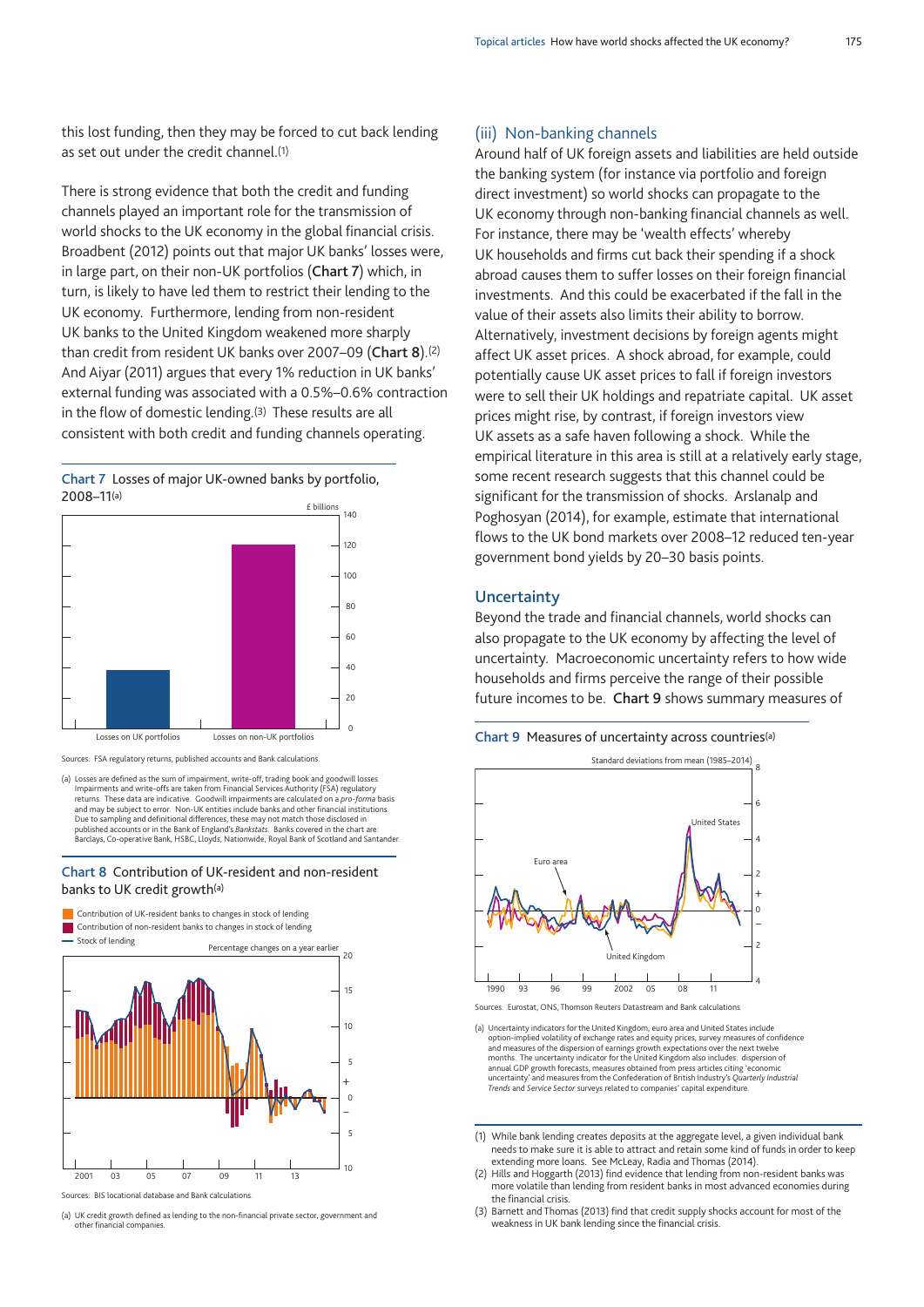this lost funding, then they may be forced to cut back lending as set out under the credit channel.[1]

There is strong evidence that both the credit and funding channels played an important role for the transmission of world shocks to the UK economy in the global financial crisis. Broadbent (2012) points out that major UK banks' losses were, in large part, on their non-UK portfolios (**Chart 7**) which, in turn, is likely to have led them to restrict their lending to the UK economy. Furthermore, lending from non-resident UK banks to the United Kingdom weakened more sharply than credit from resident UK banks over 2007–09 (**Chart 8**).[2] And Aiyar (2011) argues that every 1% reduction in UK banks' external funding was associated with a 0.5%–0.6% contraction in the flow of domestic lending.[3] These results are all consistent with both credit and funding channels operating.

**Chart 7** Losses of major UK-owned banks by portfolio, 2008–11[(a)]

Sources: FSA regulatory returns, published accounts and Bank calculations.

(a) Losses are defined as the sum of impairment, write-off, trading book and goodwill losses. Impairments and write-offs are taken from Financial Services Authority (FSA) regulatory returns. These data are indicative. Goodwill impairments are calculated on a *pro-forma* basis and may be subject to error. Non-UK entities include banks and other financial institutions. Due to sampling and definitional differences, these may not match those disclosed in published accounts or in the Bank of England's *Bankstats*. Banks covered in the chart are: Barclays, Co-operative Bank, HSBC, Lloyds, Nationwide, Royal Bank of Scotland and Santander.

**Chart 8** Contribution of UK-resident and non-resident banks to UK credit growth[(a)]

Sources: BIS locational database and Bank calculations.

(a) UK credit growth defined as lending to the non-financial private sector, government and other financial companies.

### (iii) Non-banking channels

Around half of UK foreign assets and liabilities are held outside the banking system (for instance via portfolio and foreign direct investment) so world shocks can propagate to the UK economy through non-banking financial channels as well. For instance, there may be 'wealth effects' whereby UK households and firms cut back their spending if a shock abroad causes them to suffer losses on their foreign financial investments. And this could be exacerbated if the fall in the value of their assets also limits their ability to borrow. Alternatively, investment decisions by foreign agents might affect UK asset prices. A shock abroad, for example, could potentially cause UK asset prices to fall if foreign investors were to sell their UK holdings and repatriate capital. UK asset prices might rise, by contrast, if foreign investors view UK assets as a safe haven following a shock. While the empirical literature in this area is still at a relatively early stage, some recent research suggests that this channel could be significant for the transmission of shocks. Arslanalp and Poghosyan (2014), for example, estimate that international flows to the UK bond markets over 2008–12 reduced ten-year government bond yields by 20–30 basis points.

## Uncertainty

Beyond the trade and financial channels, world shocks can also propagate to the UK economy by affecting the level of uncertainty. Macroeconomic uncertainty refers to how wide households and firms perceive the range of their possible future incomes to be. **Chart 9** shows summary measures of

**Chart 9** Measures of uncertainty across countries[(a)]

Sources: Eurostat, ONS, Thomson Reuters Datastream and Bank calculations.

(a) Uncertainty indicators for the United Kingdom, euro area and United States include option-implied volatility of exchange rates and equity prices, survey measures of confidence and measures of the dispersion of earnings growth expectations over the next twelve months. The uncertainty indicator for the United Kingdom also includes: dispersion of annual GDP growth forecasts, measures obtained from press articles citing 'economic uncertainty' and measures from the Confederation of British Industry's *Quarterly Industrial Trends* and *Service Sector* surveys related to companies' capital expenditure.

(1) While bank lending creates deposits at the aggregate level, a given individual bank needs to make sure it is able to attract and retain some kind of funds in order to keep extending more loans. See McLeay, Radia and Thomas (2014).
(2) Hills and Hoggarth (2013) find evidence that lending from non-resident banks was more volatile than lending from resident banks in most advanced economies during the financial crisis.
(3) Barnett and Thomas (2013) find that credit supply shocks account for most of the weakness in UK bank lending since the financial crisis.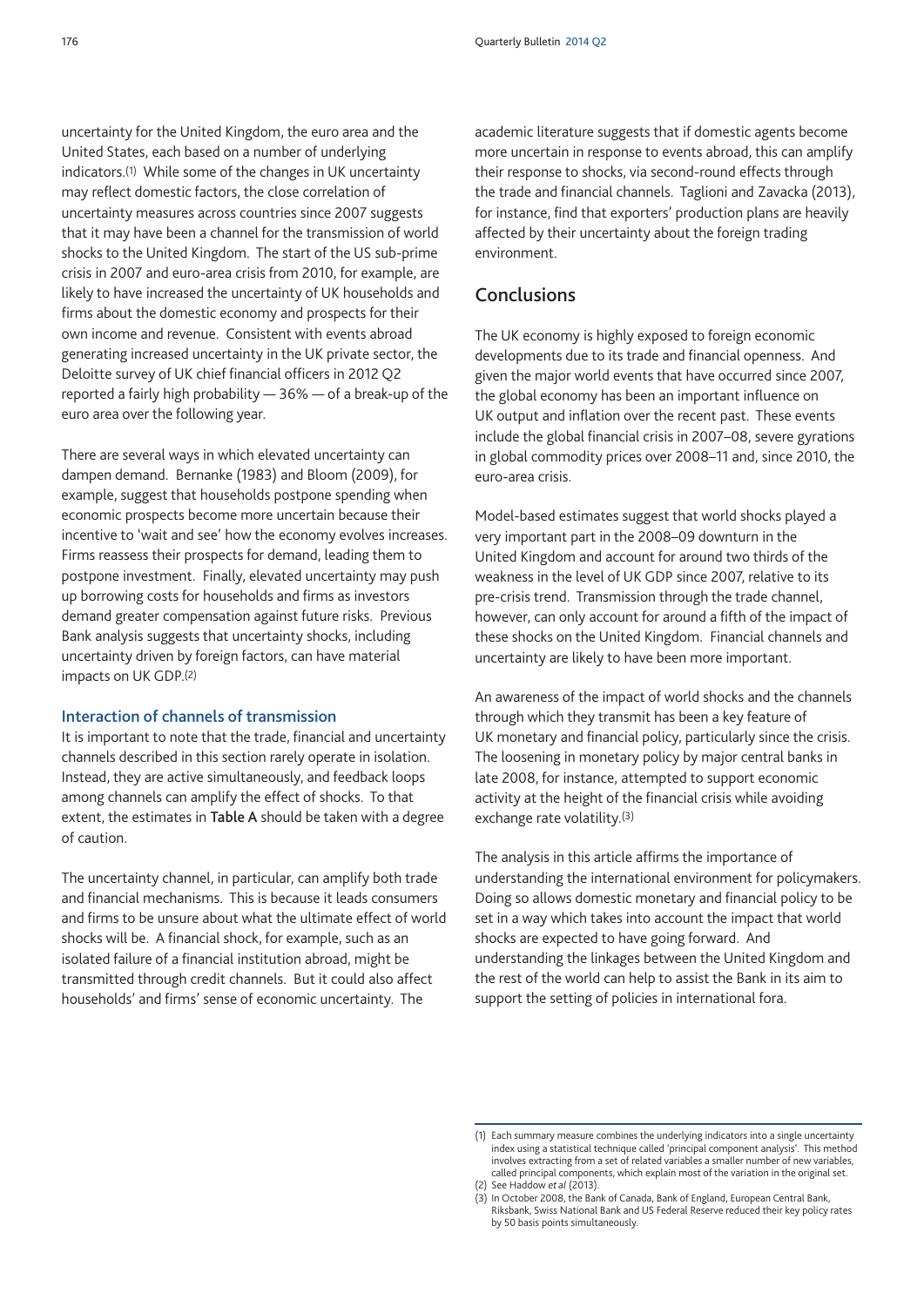uncertainty for the United Kingdom, the euro area and the United States, each based on a number of underlying indicators.[1] While some of the changes in UK uncertainty may reflect domestic factors, the close correlation of uncertainty measures across countries since 2007 suggests that it may have been a channel for the transmission of world shocks to the United Kingdom. The start of the US sub-prime crisis in 2007 and euro-area crisis from 2010, for example, are likely to have increased the uncertainty of UK households and firms about the domestic economy and prospects for their own income and revenue. Consistent with events abroad generating increased uncertainty in the UK private sector, the Deloitte survey of UK chief financial officers in 2012 Q2 reported a fairly high probability — 36% — of a break-up of the euro area over the following year.

There are several ways in which elevated uncertainty can dampen demand. Bernanke (1983) and Bloom (2009), for example, suggest that households postpone spending when economic prospects become more uncertain because their incentive to 'wait and see' how the economy evolves increases. Firms reassess their prospects for demand, leading them to postpone investment. Finally, elevated uncertainty may push up borrowing costs for households and firms as investors demand greater compensation against future risks. Previous Bank analysis suggests that uncertainty shocks, including uncertainty driven by foreign factors, can have material impacts on UK GDP.[2]

### Interaction of channels of transmission

It is important to note that the trade, financial and uncertainty channels described in this section rarely operate in isolation. Instead, they are active simultaneously, and feedback loops among channels can amplify the effect of shocks. To that extent, the estimates in **Table A** should be taken with a degree of caution.

The uncertainty channel, in particular, can amplify both trade and financial mechanisms. This is because it leads consumers and firms to be unsure about what the ultimate effect of world shocks will be. A financial shock, for example, such as an isolated failure of a financial institution abroad, might be transmitted through credit channels. But it could also affect households' and firms' sense of economic uncertainty. The academic literature suggests that if domestic agents become more uncertain in response to events abroad, this can amplify their response to shocks, via second-round effects through the trade and financial channels. Taglioni and Zavacka (2013), for instance, find that exporters' production plans are heavily affected by their uncertainty about the foreign trading environment.

## Conclusions

The UK economy is highly exposed to foreign economic developments due to its trade and financial openness. And given the major world events that have occurred since 2007, the global economy has been an important influence on UK output and inflation over the recent past. These events include the global financial crisis in 2007–08, severe gyrations in global commodity prices over 2008–11 and, since 2010, the euro-area crisis.

Model-based estimates suggest that world shocks played a very important part in the 2008–09 downturn in the United Kingdom and account for around two thirds of the weakness in the level of UK GDP since 2007, relative to its pre-crisis trend. Transmission through the trade channel, however, can only account for around a fifth of the impact of these shocks on the United Kingdom. Financial channels and uncertainty are likely to have been more important.

An awareness of the impact of world shocks and the channels through which they transmit has been a key feature of UK monetary and financial policy, particularly since the crisis. The loosening in monetary policy by major central banks in late 2008, for instance, attempted to support economic activity at the height of the financial crisis while avoiding exchange rate volatility.[3]

The analysis in this article affirms the importance of understanding the international environment for policymakers. Doing so allows domestic monetary and financial policy to be set in a way which takes into account the impact that world shocks are expected to have going forward. And understanding the linkages between the United Kingdom and the rest of the world can help to assist the Bank in its aim to support the setting of policies in international fora.

---

(1) Each summary measure combines the underlying indicators into a single uncertainty index using a statistical technique called 'principal component analysis'. This method involves extracting from a set of related variables a smaller number of new variables, called principal components, which explain most of the variation in the original set.

(2) See Haddow *et al* (2013).

(3) In October 2008, the Bank of Canada, Bank of England, European Central Bank, Riksbank, Swiss National Bank and US Federal Reserve reduced their key policy rates by 50 basis points simultaneously.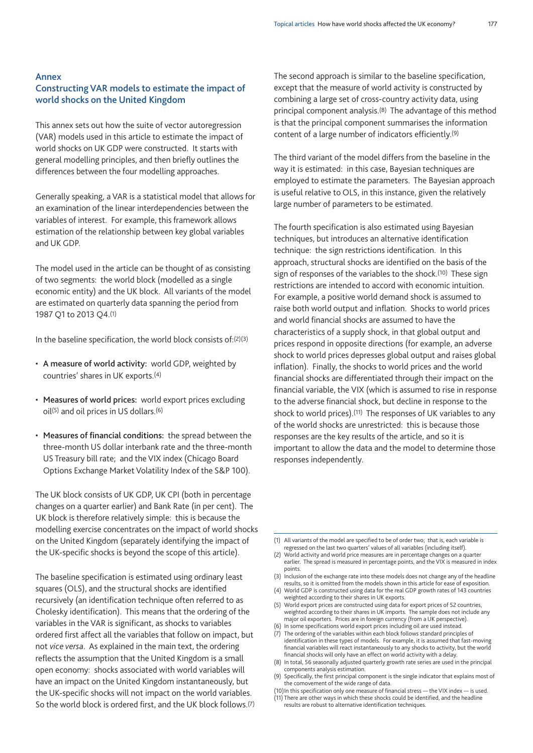## Annex

## Constructing VAR models to estimate the impact of world shocks on the United Kingdom

This annex sets out how the suite of vector autoregression (VAR) models used in this article to estimate the impact of world shocks on UK GDP were constructed. It starts with general modelling principles, and then briefly outlines the differences between the four modelling approaches.

Generally speaking, a VAR is a statistical model that allows for an examination of the linear interdependencies between the variables of interest. For example, this framework allows estimation of the relationship between key global variables and UK GDP.

The model used in the article can be thought of as consisting of two segments: the world block (modelled as a single economic entity) and the UK block. All variants of the model are estimated on quarterly data spanning the period from 1987 Q1 to 2013 Q4.[1]

In the baseline specification, the world block consists of:[2][3]

- **A measure of world activity:** world GDP, weighted by countries' shares in UK exports.[4]
- **Measures of world prices:** world export prices excluding oil[5] and oil prices in US dollars.[6]
- **Measures of financial conditions:** the spread between the three-month US dollar interbank rate and the three-month US Treasury bill rate; and the VIX index (Chicago Board Options Exchange Market Volatility Index of the S&P 100).

The UK block consists of UK GDP, UK CPI (both in percentage changes on a quarter earlier) and Bank Rate (in per cent). The UK block is therefore relatively simple: this is because the modelling exercise concentrates on the impact of world shocks on the United Kingdom (separately identifying the impact of the UK-specific shocks is beyond the scope of this article).

The baseline specification is estimated using ordinary least squares (OLS), and the structural shocks are identified recursively (an identification technique often referred to as Cholesky identification). This means that the ordering of the variables in the VAR is significant, as shocks to variables ordered first affect all the variables that follow on impact, but not *vice versa*. As explained in the main text, the ordering reflects the assumption that the United Kingdom is a small open economy: shocks associated with world variables will have an impact on the United Kingdom instantaneously, but the UK-specific shocks will not impact on the world variables. So the world block is ordered first, and the UK block follows.[7]

The second approach is similar to the baseline specification, except that the measure of world activity is constructed by combining a large set of cross-country activity data, using principal component analysis.[8] The advantage of this method is that the principal component summarises the information content of a large number of indicators efficiently.[9]

The third variant of the model differs from the baseline in the way it is estimated: in this case, Bayesian techniques are employed to estimate the parameters. The Bayesian approach is useful relative to OLS, in this instance, given the relatively large number of parameters to be estimated.

The fourth specification is also estimated using Bayesian techniques, but introduces an alternative identification technique: the sign restrictions identification. In this approach, structural shocks are identified on the basis of the sign of responses of the variables to the shock.[10] These sign restrictions are intended to accord with economic intuition. For example, a positive world demand shock is assumed to raise both world output and inflation. Shocks to world prices and world financial shocks are assumed to have the characteristics of a supply shock, in that global output and prices respond in opposite directions (for example, an adverse shock to world prices depresses global output and raises global inflation). Finally, the shocks to world prices and the world financial shocks are differentiated through their impact on the financial variable, the VIX (which is assumed to rise in response to the adverse financial shock, but decline in response to the shock to world prices).[11] The responses of UK variables to any of the world shocks are unrestricted: this is because those responses are the key results of the article, and so it is important to allow the data and the model to determine those responses independently.

(1) All variants of the model are specified to be of order two; that is, each variable is regressed on the last two quarters' values of all variables (including itself).
(2) World activity and world price measures are in percentage changes on a quarter earlier. The spread is measured in percentage points, and the VIX is measured in index points.
(3) Inclusion of the exchange rate into these models does not change any of the headline results, so it is omitted from the models shown in this article for ease of exposition.
(4) World GDP is constructed using data for the real GDP growth rates of 143 countries weighted according to their shares in UK exports.
(5) World export prices are constructed using data for export prices of 52 countries, weighted according to their shares in UK imports. The sample does not include any major oil exporters. Prices are in foreign currency (from a UK perspective).
(6) In some specifications world export prices including oil are used instead.
(7) The ordering of the variables within each block follows standard principles of identification in these types of models. For example, it is assumed that fast-moving financial variables will react instantaneously to any shocks to activity, but the world financial shocks will only have an effect on world activity with a delay.
(8) In total, 56 seasonally adjusted quarterly growth rate series are used in the principal components analysis estimation.
(9) Specifically, the first principal component is the single indicator that explains most of the comovement of the wide range of data.
(10) In this specification only one measure of financial stress — the VIX index — is used.
(11) There are other ways in which these shocks could be identified, and the headline results are robust to alternative identification techniques.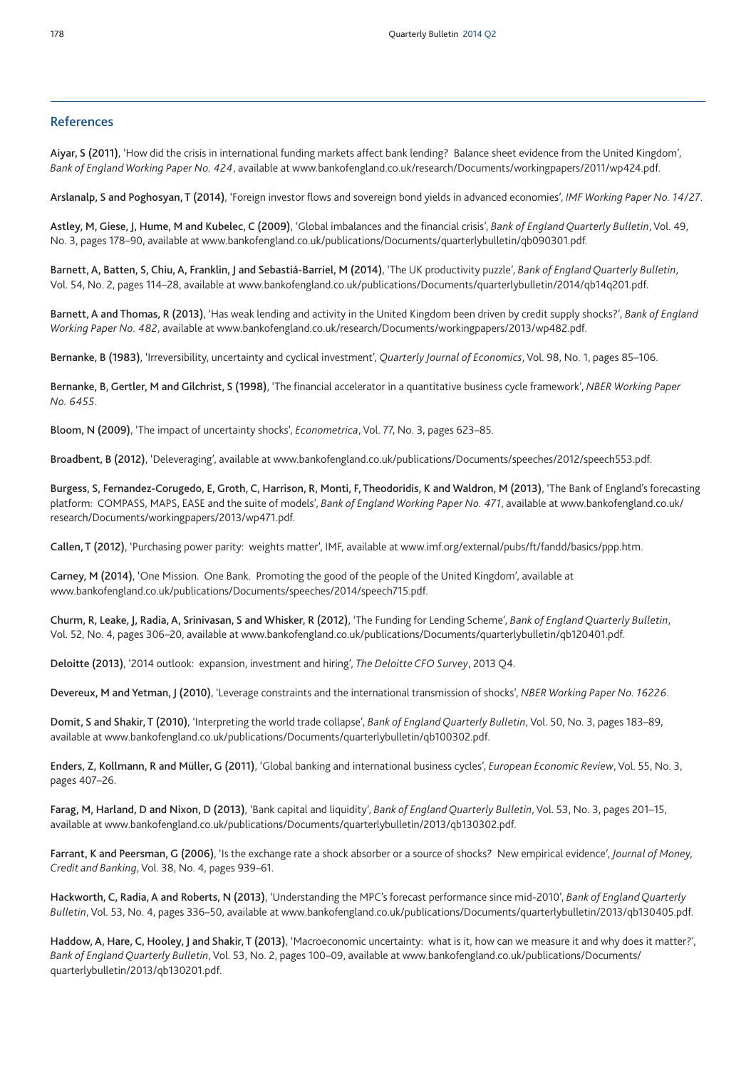## References

**Aiyar, S (2011)**, 'How did the crisis in international funding markets affect bank lending? Balance sheet evidence from the United Kingdom', *Bank of England Working Paper No. 424*, available at www.bankofengland.co.uk/research/Documents/workingpapers/2011/wp424.pdf.

**Arslanalp, S and Poghosyan, T (2014)**, 'Foreign investor flows and sovereign bond yields in advanced economies', *IMF Working Paper No. 14/27*.

**Astley, M, Giese, J, Hume, M and Kubelec, C (2009)**, 'Global imbalances and the financial crisis', *Bank of England Quarterly Bulletin*, Vol. 49, No. 3, pages 178–90, available at www.bankofengland.co.uk/publications/Documents/quarterlybulletin/qb090301.pdf.

**Barnett, A, Batten, S, Chiu, A, Franklin, J and Sebastiá-Barriel, M (2014)**, 'The UK productivity puzzle', *Bank of England Quarterly Bulletin*, Vol. 54, No. 2, pages 114–28, available at www.bankofengland.co.uk/publications/Documents/quarterlybulletin/2014/qb14q201.pdf.

**Barnett, A and Thomas, R (2013)**, 'Has weak lending and activity in the United Kingdom been driven by credit supply shocks?', *Bank of England Working Paper No. 482*, available at www.bankofengland.co.uk/research/Documents/workingpapers/2013/wp482.pdf.

**Bernanke, B (1983)**, 'Irreversibility, uncertainty and cyclical investment', *Quarterly Journal of Economics*, Vol. 98, No. 1, pages 85–106.

**Bernanke, B, Gertler, M and Gilchrist, S (1998)**, 'The financial accelerator in a quantitative business cycle framework', *NBER Working Paper No. 6455*.

**Bloom, N (2009)**, 'The impact of uncertainty shocks', *Econometrica*, Vol. 77, No. 3, pages 623–85.

**Broadbent, B (2012)**, 'Deleveraging', available at www.bankofengland.co.uk/publications/Documents/speeches/2012/speech553.pdf.

**Burgess, S, Fernandez-Corugedo, E, Groth, C, Harrison, R, Monti, F, Theodoridis, K and Waldron, M (2013)**, 'The Bank of England's forecasting platform: COMPASS, MAPS, EASE and the suite of models', *Bank of England Working Paper No. 471*, available at www.bankofengland.co.uk/research/Documents/workingpapers/2013/wp471.pdf.

**Callen, T (2012)**, 'Purchasing power parity: weights matter', IMF, available at www.imf.org/external/pubs/ft/fandd/basics/ppp.htm.

**Carney, M (2014)**, 'One Mission. One Bank. Promoting the good of the people of the United Kingdom', available at www.bankofengland.co.uk/publications/Documents/speeches/2014/speech715.pdf.

**Churm, R, Leake, J, Radia, A, Srinivasan, S and Whisker, R (2012)**, 'The Funding for Lending Scheme', *Bank of England Quarterly Bulletin*, Vol. 52, No. 4, pages 306–20, available at www.bankofengland.co.uk/publications/Documents/quarterlybulletin/qb120401.pdf.

**Deloitte (2013)**, '2014 outlook: expansion, investment and hiring', *The Deloitte CFO Survey*, 2013 Q4.

**Devereux, M and Yetman, J (2010)**, 'Leverage constraints and the international transmission of shocks', *NBER Working Paper No. 16226*.

**Domit, S and Shakir, T (2010)**, 'Interpreting the world trade collapse', *Bank of England Quarterly Bulletin*, Vol. 50, No. 3, pages 183–89, available at www.bankofengland.co.uk/publications/Documents/quarterlybulletin/qb100302.pdf.

**Enders, Z, Kollmann, R and Müller, G (2011)**, 'Global banking and international business cycles', *European Economic Review*, Vol. 55, No. 3, pages 407–26.

**Farag, M, Harland, D and Nixon, D (2013)**, 'Bank capital and liquidity', *Bank of England Quarterly Bulletin*, Vol. 53, No. 3, pages 201–15, available at www.bankofengland.co.uk/publications/Documents/quarterlybulletin/2013/qb130302.pdf.

**Farrant, K and Peersman, G (2006)**, 'Is the exchange rate a shock absorber or a source of shocks? New empirical evidence', *Journal of Money, Credit and Banking*, Vol. 38, No. 4, pages 939–61.

**Hackworth, C, Radia, A and Roberts, N (2013)**, 'Understanding the MPC's forecast performance since mid-2010', *Bank of England Quarterly Bulletin*, Vol. 53, No. 4, pages 336–50, available at www.bankofengland.co.uk/publications/Documents/quarterlybulletin/2013/qb130405.pdf.

**Haddow, A, Hare, C, Hooley, J and Shakir, T (2013)**, 'Macroeconomic uncertainty: what is it, how can we measure it and why does it matter?', *Bank of England Quarterly Bulletin*, Vol. 53, No. 2, pages 100–09, available at www.bankofengland.co.uk/publications/Documents/quarterlybulletin/2013/qb130201.pdf.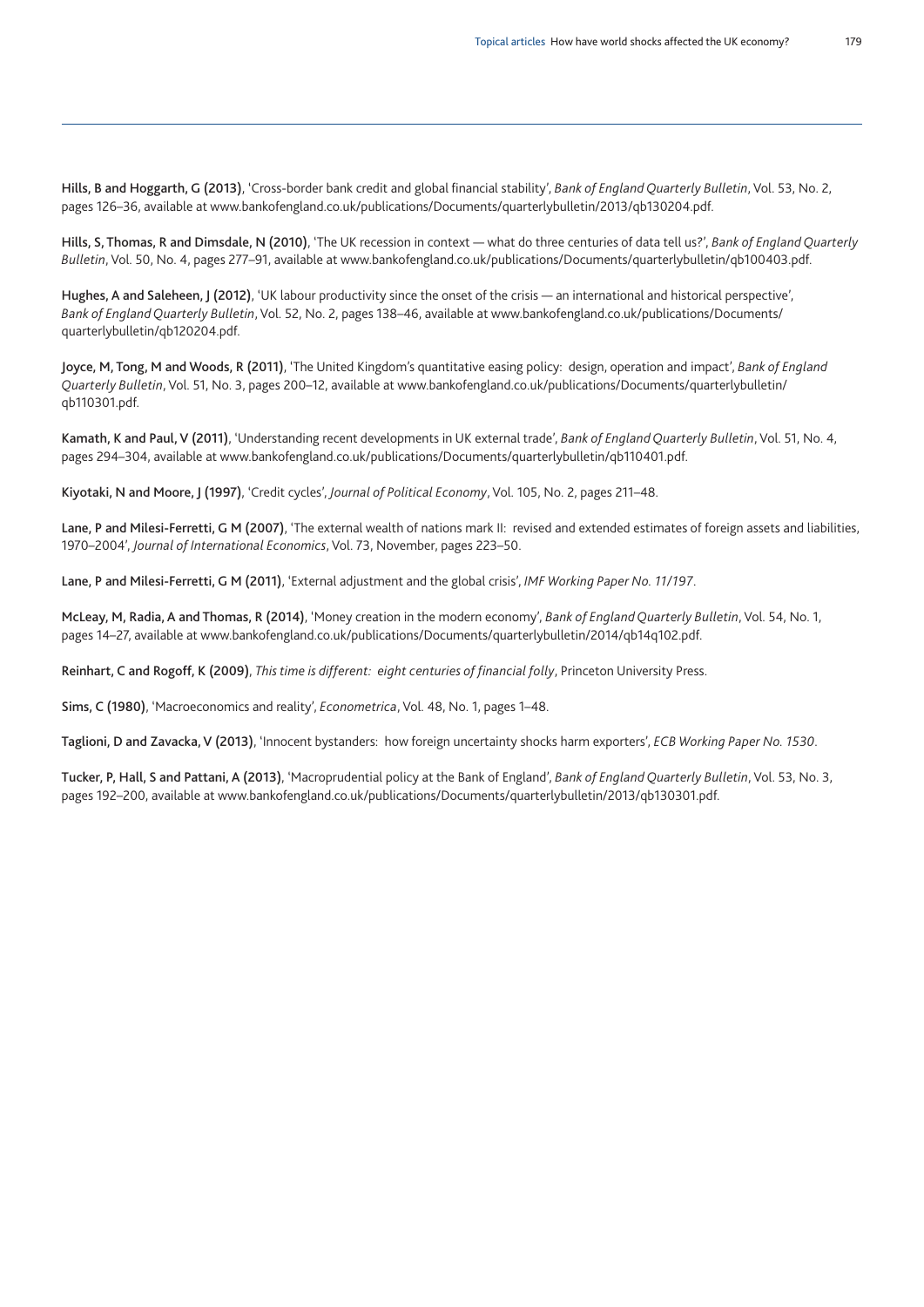**Hills, B and Hoggarth, G (2013)**, 'Cross-border bank credit and global financial stability', *Bank of England Quarterly Bulletin*, Vol. 53, No. 2, pages 126–36, available at www.bankofengland.co.uk/publications/Documents/quarterlybulletin/2013/qb130204.pdf.

**Hills, S, Thomas, R and Dimsdale, N (2010)**, 'The UK recession in context — what do three centuries of data tell us?', *Bank of England Quarterly Bulletin*, Vol. 50, No. 4, pages 277–91, available at www.bankofengland.co.uk/publications/Documents/quarterlybulletin/qb100403.pdf.

**Hughes, A and Saleheen, J (2012)**, 'UK labour productivity since the onset of the crisis — an international and historical perspective', *Bank of England Quarterly Bulletin*, Vol. 52, No. 2, pages 138–46, available at www.bankofengland.co.uk/publications/Documents/quarterlybulletin/qb120204.pdf.

**Joyce, M, Tong, M and Woods, R (2011)**, 'The United Kingdom's quantitative easing policy: design, operation and impact', *Bank of England Quarterly Bulletin*, Vol. 51, No. 3, pages 200–12, available at www.bankofengland.co.uk/publications/Documents/quarterlybulletin/qb110301.pdf.

**Kamath, K and Paul, V (2011)**, 'Understanding recent developments in UK external trade', *Bank of England Quarterly Bulletin*, Vol. 51, No. 4, pages 294–304, available at www.bankofengland.co.uk/publications/Documents/quarterlybulletin/qb110401.pdf.

**Kiyotaki, N and Moore, J (1997)**, 'Credit cycles', *Journal of Political Economy*, Vol. 105, No. 2, pages 211–48.

**Lane, P and Milesi-Ferretti, G M (2007)**, 'The external wealth of nations mark II: revised and extended estimates of foreign assets and liabilities, 1970–2004', *Journal of International Economics*, Vol. 73, November, pages 223–50.

**Lane, P and Milesi-Ferretti, G M (2011)**, 'External adjustment and the global crisis', *IMF Working Paper No. 11/197*.

**McLeay, M, Radia, A and Thomas, R (2014)**, 'Money creation in the modern economy', *Bank of England Quarterly Bulletin*, Vol. 54, No. 1, pages 14–27, available at www.bankofengland.co.uk/publications/Documents/quarterlybulletin/2014/qb14q102.pdf.

**Reinhart, C and Rogoff, K (2009)**, *This time is different: eight centuries of financial folly*, Princeton University Press.

**Sims, C (1980)**, 'Macroeconomics and reality', *Econometrica*, Vol. 48, No. 1, pages 1–48.

**Taglioni, D and Zavacka, V (2013)**, 'Innocent bystanders: how foreign uncertainty shocks harm exporters', *ECB Working Paper No. 1530*.

**Tucker, P, Hall, S and Pattani, A (2013)**, 'Macroprudential policy at the Bank of England', *Bank of England Quarterly Bulletin*, Vol. 53, No. 3, pages 192–200, available at www.bankofengland.co.uk/publications/Documents/quarterlybulletin/2013/qb130301.pdf.